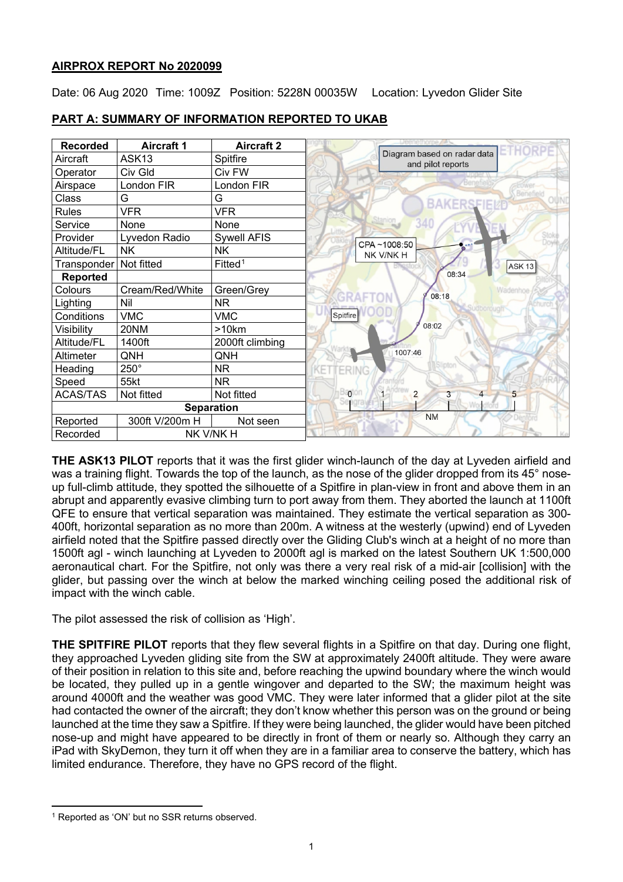## AIRPROX REPORT No 2020099

Date: 06 Aug 2020 Time: 1009Z Position: 5228N 00035W Location: Lyvedon Glider Site

## PART A: SUMMARY OF INFORMATION REPORTED TO UKAB

| Recorded | Aircraft 1 | Aircraft 2 |
|---|---|---|
| Aircraft | ASK13 | Spitfire |
| Operator | Civ Gld | Civ FW |
| Airspace | London FIR | London FIR |
| Class | G | G |
| Rules | VFR | VFR |
| Service | None | None |
| Provider | Lyvedon Radio | Sywell AFIS |
| Altitude/FL | NK | NK |
| Transponder | Not fitted | Fitted[1] |
| **Reported** | | |
| Colours | Cream/Red/White | Green/Grey |
| Lighting | Nil | NR |
| Conditions | VMC | VMC |
| Visibility | 20NM | >10km |
| Altitude/FL | 1400ft | 2000ft climbing |
| Altimeter | QNH | QNH |
| Heading | 250° | NR |
| Speed | 55kt | NR |
| ACAS/TAS | Not fitted | Not fitted |
| **Separation** | | |
| Reported | 300ft V/200m H | Not seen |
| Recorded | NK V/NK H | |

Diagram based on radar data and pilot reports

CPA ~1008:50 NK V/NK H

**THE ASK13 PILOT** reports that it was the first glider winch-launch of the day at Lyveden airfield and was a training flight. Towards the top of the launch, as the nose of the glider dropped from its 45° nose-up full-climb attitude, they spotted the silhouette of a Spitfire in plan-view in front and above them in an abrupt and apparently evasive climbing turn to port away from them. They aborted the launch at 1100ft QFE to ensure that vertical separation was maintained. They estimate the vertical separation as 300-400ft, horizontal separation as no more than 200m. A witness at the westerly (upwind) end of Lyveden airfield noted that the Spitfire passed directly over the Gliding Club's winch at a height of no more than 1500ft agl - winch launching at Lyveden to 2000ft agl is marked on the latest Southern UK 1:500,000 aeronautical chart. For the Spitfire, not only was there a very real risk of a mid-air [collision] with the glider, but passing over the winch at below the marked winching ceiling posed the additional risk of impact with the winch cable.

The pilot assessed the risk of collision as 'High'.

**THE SPITFIRE PILOT** reports that they flew several flights in a Spitfire on that day. During one flight, they approached Lyveden gliding site from the SW at approximately 2400ft altitude. They were aware of their position in relation to this site and, before reaching the upwind boundary where the winch would be located, they pulled up in a gentle wingover and departed to the SW; the maximum height was around 4000ft and the weather was good VMC. They were later informed that a glider pilot at the site had contacted the owner of the aircraft; they don't know whether this person was on the ground or being launched at the time they saw a Spitfire. If they were being launched, the glider would have been pitched nose-up and might have appeared to be directly in front of them or nearly so. Although they carry an iPad with SkyDemon, they turn it off when they are in a familiar area to conserve the battery, which has limited endurance. Therefore, they have no GPS record of the flight.

[1] Reported as 'ON' but no SSR returns observed.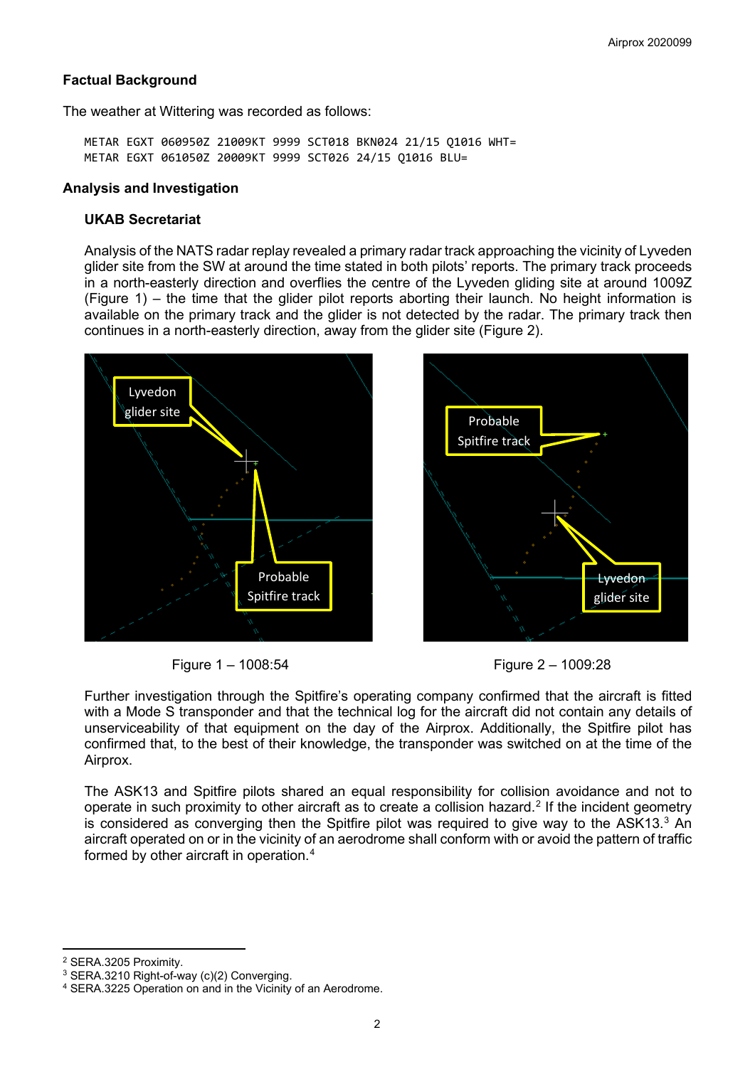**Factual Background**

The weather at Wittering was recorded as follows:

```
METAR EGXT 060950Z 21009KT 9999 SCT018 BKN024 21/15 Q1016 WHT=
METAR EGXT 061050Z 20009KT 9999 SCT026 24/15 Q1016 BLU=
```

**Analysis and Investigation**

**UKAB Secretariat**

Analysis of the NATS radar replay revealed a primary radar track approaching the vicinity of Lyvedon glider site from the SW at around the time stated in both pilots' reports. The primary track proceeds in a north-easterly direction and overflies the centre of the Lyveden gliding site at around 1009Z (Figure 1) – the time that the glider pilot reports aborting their launch. No height information is available on the primary track and the glider is not detected by the radar. The primary track then continues in a north-easterly direction, away from the glider site (Figure 2).

Figure 1 – 1008:54

Figure 2 – 1009:28

Further investigation through the Spitfire's operating company confirmed that the aircraft is fitted with a Mode S transponder and that the technical log for the aircraft did not contain any details of unserviceability of that equipment on the day of the Airprox. Additionally, the Spitfire pilot has confirmed that, to the best of their knowledge, the transponder was switched on at the time of the Airprox.

The ASK13 and Spitfire pilots shared an equal responsibility for collision avoidance and not to operate in such proximity to other aircraft as to create a collision hazard.[2] If the incident geometry is considered as converging then the Spitfire pilot was required to give way to the ASK13.[3] An aircraft operated on or in the vicinity of an aerodrome shall conform with or avoid the pattern of traffic formed by other aircraft in operation.[4]

---

[2] SERA.3205 Proximity.

[3] SERA.3210 Right-of-way (c)(2) Converging.

[4] SERA.3225 Operation on and in the Vicinity of an Aerodrome.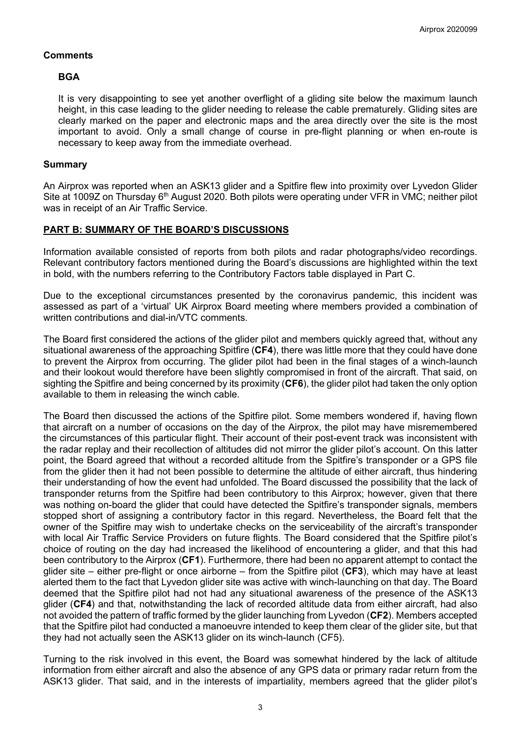## Comments

### BGA

It is very disappointing to see yet another overflight of a gliding site below the maximum launch height, in this case leading to the glider needing to release the cable prematurely. Gliding sites are clearly marked on the paper and electronic maps and the area directly over the site is the most important to avoid. Only a small change of course in pre-flight planning or when en-route is necessary to keep away from the immediate overhead.

## Summary

An Airprox was reported when an ASK13 glider and a Spitfire flew into proximity over Lyvedon Glider Site at 1009Z on Thursday 6th August 2020. Both pilots were operating under VFR in VMC; neither pilot was in receipt of an Air Traffic Service.

## PART B: SUMMARY OF THE BOARD'S DISCUSSIONS

Information available consisted of reports from both pilots and radar photographs/video recordings. Relevant contributory factors mentioned during the Board's discussions are highlighted within the text in bold, with the numbers referring to the Contributory Factors table displayed in Part C.

Due to the exceptional circumstances presented by the coronavirus pandemic, this incident was assessed as part of a 'virtual' UK Airprox Board meeting where members provided a combination of written contributions and dial-in/VTC comments.

The Board first considered the actions of the glider pilot and members quickly agreed that, without any situational awareness of the approaching Spitfire (**CF4**), there was little more that they could have done to prevent the Airprox from occurring. The glider pilot had been in the final stages of a winch-launch and their lookout would therefore have been slightly compromised in front of the aircraft. That said, on sighting the Spitfire and being concerned by its proximity (**CF6**), the glider pilot had taken the only option available to them in releasing the winch cable.

The Board then discussed the actions of the Spitfire pilot. Some members wondered if, having flown that aircraft on a number of occasions on the day of the Airprox, the pilot may have misremembered the circumstances of this particular flight. Their account of their post-event track was inconsistent with the radar replay and their recollection of altitudes did not mirror the glider pilot's account. On this latter point, the Board agreed that without a recorded altitude from the Spitfire's transponder or a GPS file from the glider then it had not been possible to determine the altitude of either aircraft, thus hindering their understanding of how the event had unfolded. The Board discussed the possibility that the lack of transponder returns from the Spitfire had been contributory to this Airprox; however, given that there was nothing on-board the glider that could have detected the Spitfire's transponder signals, members stopped short of assigning a contributory factor in this regard. Nevertheless, the Board felt that the owner of the Spitfire may wish to undertake checks on the serviceability of the aircraft's transponder with local Air Traffic Service Providers on future flights. The Board considered that the Spitfire pilot's choice of routing on the day had increased the likelihood of encountering a glider, and that this had been contributory to the Airprox (**CF1**). Furthermore, there had been no apparent attempt to contact the glider site – either pre-flight or once airborne – from the Spitfire pilot (**CF3**), which may have at least alerted them to the fact that Lyvedon glider site was active with winch-launching on that day. The Board deemed that the Spitfire pilot had not had any situational awareness of the presence of the ASK13 glider (**CF4**) and that, notwithstanding the lack of recorded altitude data from either aircraft, had also not avoided the pattern of traffic formed by the glider launching from Lyvedon (**CF2**). Members accepted that the Spitfire pilot had conducted a manoeuvre intended to keep them clear of the glider site, but that they had not actually seen the ASK13 glider on its winch-launch (CF5).

Turning to the risk involved in this event, the Board was somewhat hindered by the lack of altitude information from either aircraft and also the absence of any GPS data or primary radar return from the ASK13 glider. That said, and in the interests of impartiality, members agreed that the glider pilot's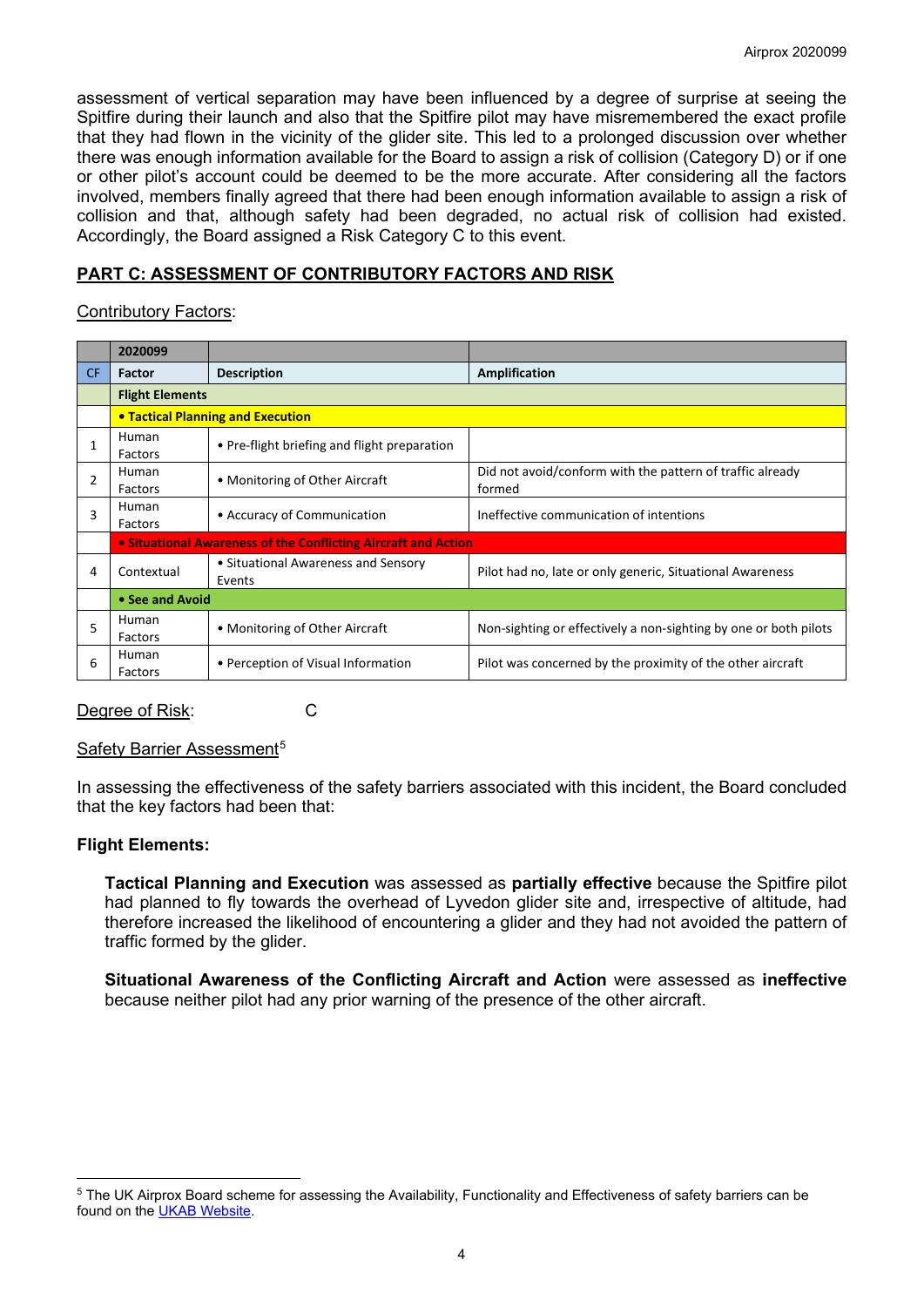assessment of vertical separation may have been influenced by a degree of surprise at seeing the Spitfire during their launch and also that the Spitfire pilot may have misremembered the exact profile that they had flown in the vicinity of the glider site. This led to a prolonged discussion over whether there was enough information available for the Board to assign a risk of collision (Category D) or if one or other pilot's account could be deemed to be the more accurate. After considering all the factors involved, members finally agreed that there had been enough information available to assign a risk of collision and that, although safety had been degraded, no actual risk of collision had existed. Accordingly, the Board assigned a Risk Category C to this event.

## PART C: ASSESSMENT OF CONTRIBUTORY FACTORS AND RISK

Contributory Factors:

| | 2020099 | | |
|---|---|---|---|
| CF | Factor | Description | Amplification |
| | **Flight Elements** | | |
| | **• Tactical Planning and Execution** | | |
| 1 | Human Factors | • Pre-flight briefing and flight preparation | |
| 2 | Human Factors | • Monitoring of Other Aircraft | Did not avoid/conform with the pattern of traffic already formed |
| 3 | Human Factors | • Accuracy of Communication | Ineffective communication of intentions |
| | **• Situational Awareness of the Conflicting Aircraft and Action** | | |
| 4 | Contextual | • Situational Awareness and Sensory Events | Pilot had no, late or only generic, Situational Awareness |
| | **• See and Avoid** | | |
| 5 | Human Factors | • Monitoring of Other Aircraft | Non-sighting or effectively a non-sighting by one or both pilots |
| 6 | Human Factors | • Perception of Visual Information | Pilot was concerned by the proximity of the other aircraft |

Degree of Risk: C

Safety Barrier Assessment[5]

In assessing the effectiveness of the safety barriers associated with this incident, the Board concluded that the key factors had been that:

**Flight Elements:**

**Tactical Planning and Execution** was assessed as **partially effective** because the Spitfire pilot had planned to fly towards the overhead of Lyvedon glider site and, irrespective of altitude, had therefore increased the likelihood of encountering a glider and they had not avoided the pattern of traffic formed by the glider.

**Situational Awareness of the Conflicting Aircraft and Action** were assessed as **ineffective** because neither pilot had any prior warning of the presence of the other aircraft.

---

[5] The UK Airprox Board scheme for assessing the Availability, Functionality and Effectiveness of safety barriers can be found on the UKAB Website.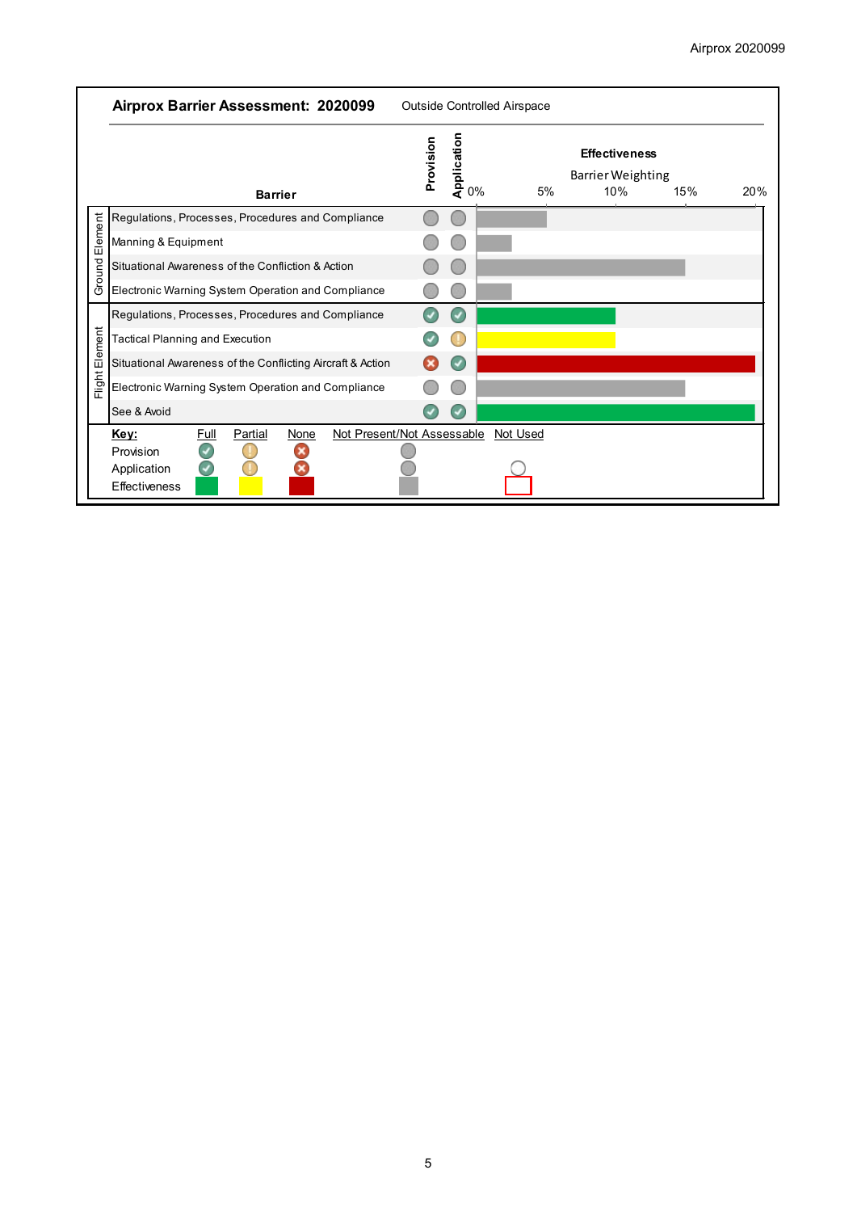**Airprox Barrier Assessment: 2020099** Outside Controlled Airspace

Barrier

Provision

Application

Effectiveness

Barrier Weighting

0% 5% 10% 15% 20%

Ground Element

Regulations, Processes, Procedures and Compliance

Manning & Equipment

Situational Awareness of the Confliction & Action

Electronic Warning System Operation and Compliance

Flight Element

Regulations, Processes, Procedures and Compliance

Tactical Planning and Execution

Situational Awareness of the Conflicting Aircraft & Action

Electronic Warning System Operation and Compliance

See & Avoid

**Key:** Full Partial None Not Present/Not Assessable Not Used

Provision

Application

Effectiveness